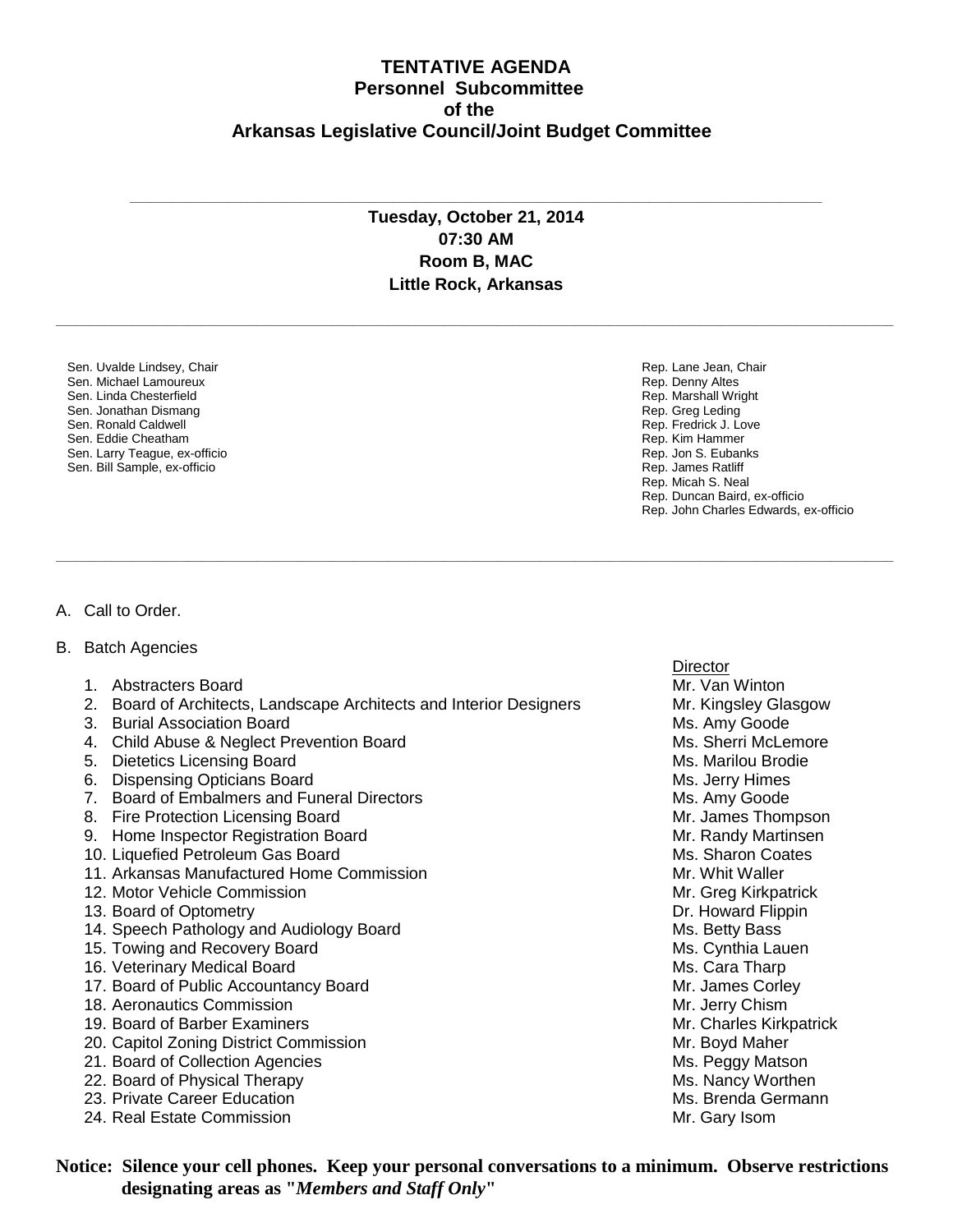# TENTATIVE AGENDA
## Personnel Subcommittee
## of the
## Arkansas Legislative Council/Joint Budget Committee

---

**Tuesday, October 21, 2014**
**07:30 AM**
**Room B, MAC**
**Little Rock, Arkansas**

---

Sen. Uvalde Lindsey, Chair
Sen. Michael Lamoureux
Sen. Linda Chesterfield
Sen. Jonathan Dismang
Sen. Ronald Caldwell
Sen. Eddie Cheatham
Sen. Larry Teague, ex-officio
Sen. Bill Sample, ex-officio

Rep. Lane Jean, Chair
Rep. Denny Altes
Rep. Marshall Wright
Rep. Greg Leding
Rep. Fredrick J. Love
Rep. Kim Hammer
Rep. Jon S. Eubanks
Rep. James Ratliff
Rep. Micah S. Neal
Rep. Duncan Baird, ex-officio
Rep. John Charles Edwards, ex-officio

---

A. Call to Order.

B. Batch Agencies

| | Agency | Director |
|---|---|---|
| 1. | Abstracters Board | Mr. Van Winton |
| 2. | Board of Architects, Landscape Architects and Interior Designers | Mr. Kingsley Glasgow |
| 3. | Burial Association Board | Ms. Amy Goode |
| 4. | Child Abuse & Neglect Prevention Board | Ms. Sherri McLemore |
| 5. | Dietetics Licensing Board | Ms. Marilou Brodie |
| 6. | Dispensing Opticians Board | Ms. Jerry Himes |
| 7. | Board of Embalmers and Funeral Directors | Ms. Amy Goode |
| 8. | Fire Protection Licensing Board | Mr. James Thompson |
| 9. | Home Inspector Registration Board | Mr. Randy Martinsen |
| 10. | Liquefied Petroleum Gas Board | Ms. Sharon Coates |
| 11. | Arkansas Manufactured Home Commission | Mr. Whit Waller |
| 12. | Motor Vehicle Commission | Mr. Greg Kirkpatrick |
| 13. | Board of Optometry | Dr. Howard Flippin |
| 14. | Speech Pathology and Audiology Board | Ms. Betty Bass |
| 15. | Towing and Recovery Board | Ms. Cynthia Lauen |
| 16. | Veterinary Medical Board | Ms. Cara Tharp |
| 17. | Board of Public Accountancy Board | Mr. James Corley |
| 18. | Aeronautics Commission | Mr. Jerry Chism |
| 19. | Board of Barber Examiners | Mr. Charles Kirkpatrick |
| 20. | Capitol Zoning District Commission | Mr. Boyd Maher |
| 21. | Board of Collection Agencies | Ms. Peggy Matson |
| 22. | Board of Physical Therapy | Ms. Nancy Worthen |
| 23. | Private Career Education | Ms. Brenda Germann |
| 24. | Real Estate Commission | Mr. Gary Isom |

**Notice: Silence your cell phones. Keep your personal conversations to a minimum. Observe restrictions designating areas as "*Members and Staff Only*"**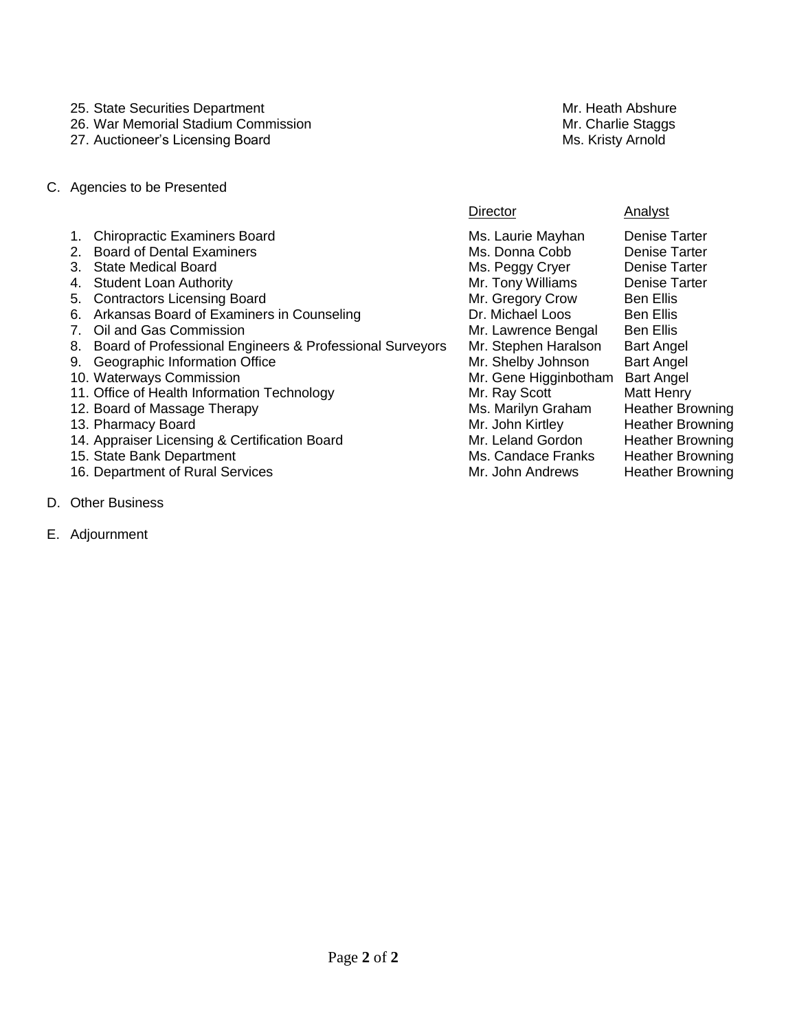| | |
|---|---|
| 25. State Securities Department | Mr. Heath Abshure |
| 26. War Memorial Stadium Commission | Mr. Charlie Staggs |
| 27. Auctioneer's Licensing Board | Ms. Kristy Arnold |

C. Agencies to be Presented

| | Director | Analyst |
|---|---|---|
| 1. Chiropractic Examiners Board | Ms. Laurie Mayhan | Denise Tarter |
| 2. Board of Dental Examiners | Ms. Donna Cobb | Denise Tarter |
| 3. State Medical Board | Ms. Peggy Cryer | Denise Tarter |
| 4. Student Loan Authority | Mr. Tony Williams | Denise Tarter |
| 5. Contractors Licensing Board | Mr. Gregory Crow | Ben Ellis |
| 6. Arkansas Board of Examiners in Counseling | Dr. Michael Loos | Ben Ellis |
| 7. Oil and Gas Commission | Mr. Lawrence Bengal | Ben Ellis |
| 8. Board of Professional Engineers & Professional Surveyors | Mr. Stephen Haralson | Bart Angel |
| 9. Geographic Information Office | Mr. Shelby Johnson | Bart Angel |
| 10. Waterways Commission | Mr. Gene Higginbotham | Bart Angel |
| 11. Office of Health Information Technology | Mr. Ray Scott | Matt Henry |
| 12. Board of Massage Therapy | Ms. Marilyn Graham | Heather Browning |
| 13. Pharmacy Board | Mr. John Kirtley | Heather Browning |
| 14. Appraiser Licensing & Certification Board | Mr. Leland Gordon | Heather Browning |
| 15. State Bank Department | Ms. Candace Franks | Heather Browning |
| 16. Department of Rural Services | Mr. John Andrews | Heather Browning |

D. Other Business

E. Adjournment